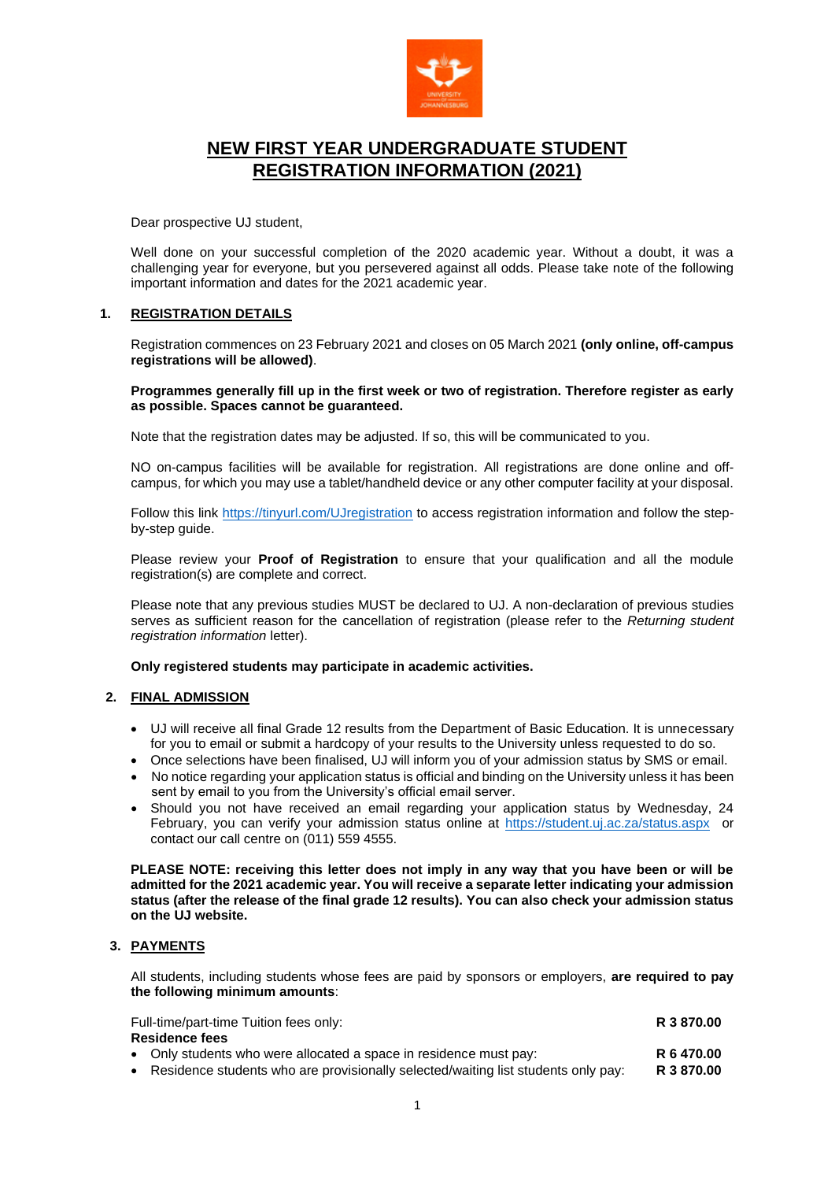# NEW FIRST YEAR UNDERGRADUATE STUDENT REGISTRATION INFORMATION (2021)

Dear prospective UJ student,

Well done on your successful completion of the 2020 academic year. Without a doubt, it was a challenging year for everyone, but you persevered against all odds. Please take note of the following important information and dates for the 2021 academic year.

## 1. REGISTRATION DETAILS

Registration commences on 23 February 2021 and closes on 05 March 2021 **(only online, off-campus registrations will be allowed)**.

**Programmes generally fill up in the first week or two of registration. Therefore register as early as possible. Spaces cannot be guaranteed.**

Note that the registration dates may be adjusted. If so, this will be communicated to you.

NO on-campus facilities will be available for registration. All registrations are done online and off-campus, for which you may use a tablet/handheld device or any other computer facility at your disposal.

Follow this link https://tinyurl.com/UJregistration to access registration information and follow the step-by-step guide.

Please review your **Proof of Registration** to ensure that your qualification and all the module registration(s) are complete and correct.

Please note that any previous studies MUST be declared to UJ. A non-declaration of previous studies serves as sufficient reason for the cancellation of registration (please refer to the *Returning student registration information* letter).

**Only registered students may participate in academic activities.**

## 2. FINAL ADMISSION

- UJ will receive all final Grade 12 results from the Department of Basic Education. It is unnecessary for you to email or submit a hardcopy of your results to the University unless requested to do so.
- Once selections have been finalised, UJ will inform you of your admission status by SMS or email.
- No notice regarding your application status is official and binding on the University unless it has been sent by email to you from the University's official email server.
- Should you not have received an email regarding your application status by Wednesday, 24 February, you can verify your admission status online at https://student.uj.ac.za/status.aspx or contact our call centre on (011) 559 4555.

**PLEASE NOTE: receiving this letter does not imply in any way that you have been or will be admitted for the 2021 academic year. You will receive a separate letter indicating your admission status (after the release of the final grade 12 results). You can also check your admission status on the UJ website.**

## 3. PAYMENTS

All students, including students whose fees are paid by sponsors or employers, **are required to pay the following minimum amounts**:

| | |
|---|---|
| Full-time/part-time Tuition fees only: | **R 3 870.00** |
| **Residence fees** | |
| • Only students who were allocated a space in residence must pay: | **R 6 470.00** |
| • Residence students who are provisionally selected/waiting list students only pay: | **R 3 870.00** |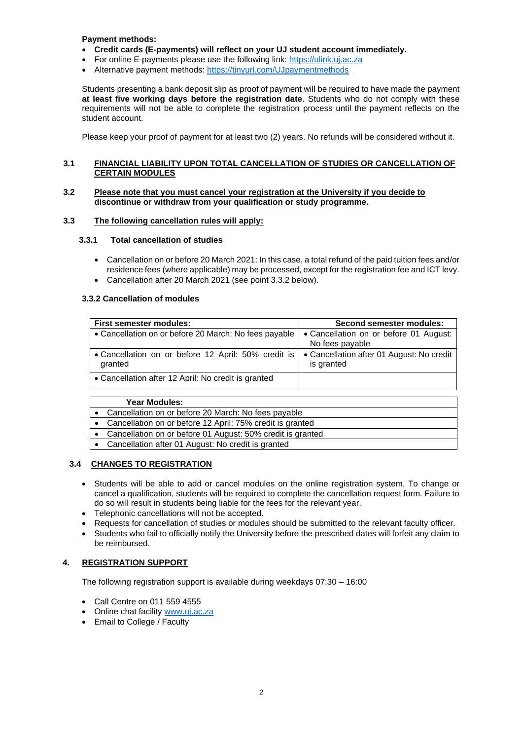**Payment methods:**

- **Credit cards (E-payments) will reflect on your UJ student account immediately.**
- For online E-payments please use the following link: https://ulink.uj.ac.za
- Alternative payment methods: https://tinyurl.com/UJpaymentmethods

Students presenting a bank deposit slip as proof of payment will be required to have made the payment **at least five working days before the registration date**. Students who do not comply with these requirements will not be able to complete the registration process until the payment reflects on the student account.

Please keep your proof of payment for at least two (2) years. No refunds will be considered without it.

## 3.1 FINANCIAL LIABILITY UPON TOTAL CANCELLATION OF STUDIES OR CANCELLATION OF CERTAIN MODULES

## 3.2 Please note that you must cancel your registration at the University if you decide to discontinue or withdraw from your qualification or study programme.

## 3.3 The following cancellation rules will apply:

### 3.3.1 Total cancellation of studies

- Cancellation on or before 20 March 2021: In this case, a total refund of the paid tuition fees and/or residence fees (where applicable) may be processed, except for the registration fee and ICT levy.
- Cancellation after 20 March 2021 (see point 3.3.2 below).

### 3.3.2 Cancellation of modules

| First semester modules: | Second semester modules: |
|---|---|
| • Cancellation on or before 20 March: No fees payable | • Cancellation on or before 01 August: No fees payable |
| • Cancellation on or before 12 April: 50% credit is granted | • Cancellation after 01 August: No credit is granted |
| • Cancellation after 12 April: No credit is granted | |

| Year Modules: |
|---|
| • Cancellation on or before 20 March: No fees payable |
| • Cancellation on or before 12 April: 75% credit is granted |
| • Cancellation on or before 01 August: 50% credit is granted |
| • Cancellation after 01 August: No credit is granted |

## 3.4 CHANGES TO REGISTRATION

- Students will be able to add or cancel modules on the online registration system. To change or cancel a qualification, students will be required to complete the cancellation request form. Failure to do so will result in students being liable for the fees for the relevant year.
- Telephonic cancellations will not be accepted.
- Requests for cancellation of studies or modules should be submitted to the relevant faculty officer.
- Students who fail to officially notify the University before the prescribed dates will forfeit any claim to be reimbursed.

# 4. REGISTRATION SUPPORT

The following registration support is available during weekdays 07:30 – 16:00

- Call Centre on 011 559 4555
- Online chat facility www.uj.ac.za
- Email to College / Faculty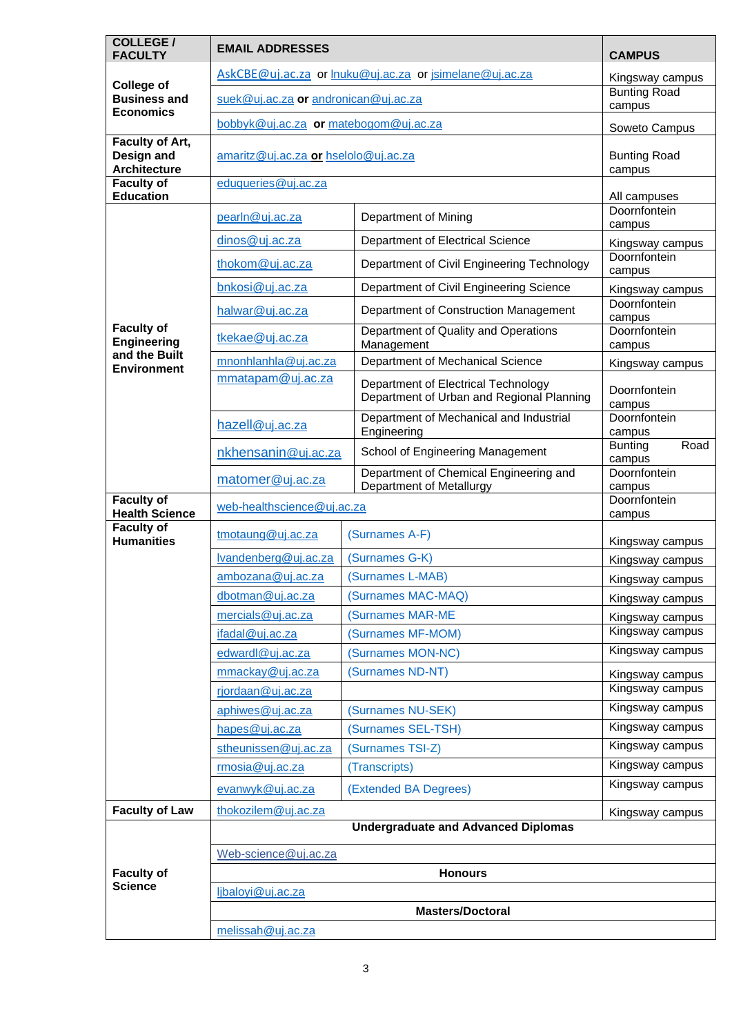| COLLEGE / FACULTY | EMAIL ADDRESSES | | CAMPUS |
|---|---|---|---|
| College of Business and Economics | AskCBE@uj.ac.za or lnuku@uj.ac.za or jsimelane@uj.ac.za | | Kingsway campus |
| | suek@uj.ac.za **or** andronican@uj.ac.za | | Bunting Road campus |
| | bobbyk@uj.ac.za **or** matebogom@uj.ac.za | | Soweto Campus |
| Faculty of Art, Design and Architecture | amaritz@uj.ac.za **or** hselolo@uj.ac.za | | Bunting Road campus |
| Faculty of Education | eduqueries@uj.ac.za | | All campuses |
| Faculty of Engineering and the Built Environment | pearln@uj.ac.za | Department of Mining | Doornfontein campus |
| | dinos@uj.ac.za | Department of Electrical Science | Kingsway campus |
| | thokom@uj.ac.za | Department of Civil Engineering Technology | Doornfontein campus |
| | bnkosi@uj.ac.za | Department of Civil Engineering Science | Kingsway campus |
| | halwar@uj.ac.za | Department of Construction Management | Doornfontein campus |
| | tkekae@uj.ac.za | Department of Quality and Operations Management | Doornfontein campus |
| | mnonhlanhla@uj.ac.za | Department of Mechanical Science | Kingsway campus |
| | mmatapam@uj.ac.za | Department of Electrical Technology<br>Department of Urban and Regional Planning | Doornfontein campus |
| | hazell@uj.ac.za | Department of Mechanical and Industrial Engineering | Doornfontein campus |
| | nkhensanin@uj.ac.za | School of Engineering Management | Bunting Road campus |
| | matomer@uj.ac.za | Department of Chemical Engineering and Department of Metallurgy | Doornfontein campus |
| Faculty of Health Science | web-healthscience@uj.ac.za | | Doornfontein campus |
| Faculty of Humanities | tmotaung@uj.ac.za | (Surnames A-F) | Kingsway campus |
| | lvandenberg@uj.ac.za | (Surnames G-K) | Kingsway campus |
| | ambozana@uj.ac.za | (Surnames L-MAB) | Kingsway campus |
| | dbotman@uj.ac.za | (Surnames MAC-MAQ) | Kingsway campus |
| | mercials@uj.ac.za | (Surnames MAR-ME | Kingsway campus |
| | ifadal@uj.ac.za | (Surnames MF-MOM) | Kingsway campus |
| | edwardl@uj.ac.za | (Surnames MON-NC) | Kingsway campus |
| | mmackay@uj.ac.za | (Surnames ND-NT) | Kingsway campus |
| | rjordaan@uj.ac.za | | Kingsway campus |
| | aphiwes@uj.ac.za | (Surnames NU-SEK) | Kingsway campus |
| | hapes@uj.ac.za | (Surnames SEL-TSH) | Kingsway campus |
| | stheunissen@uj.ac.za | (Surnames TSI-Z) | Kingsway campus |
| | rmosia@uj.ac.za | (Transcripts) | Kingsway campus |
| | evanwyk@uj.ac.za | (Extended BA Degrees) | Kingsway campus |
| Faculty of Law | thokozilem@uj.ac.za | | Kingsway campus |
| Faculty of Science | **Undergraduate and Advanced Diplomas** | | |
| | Web-science@uj.ac.za | | |
| | **Honours** | | |
| | ljbaloyi@uj.ac.za | | |
| | **Masters/Doctoral** | | |
| | melissah@uj.ac.za | | |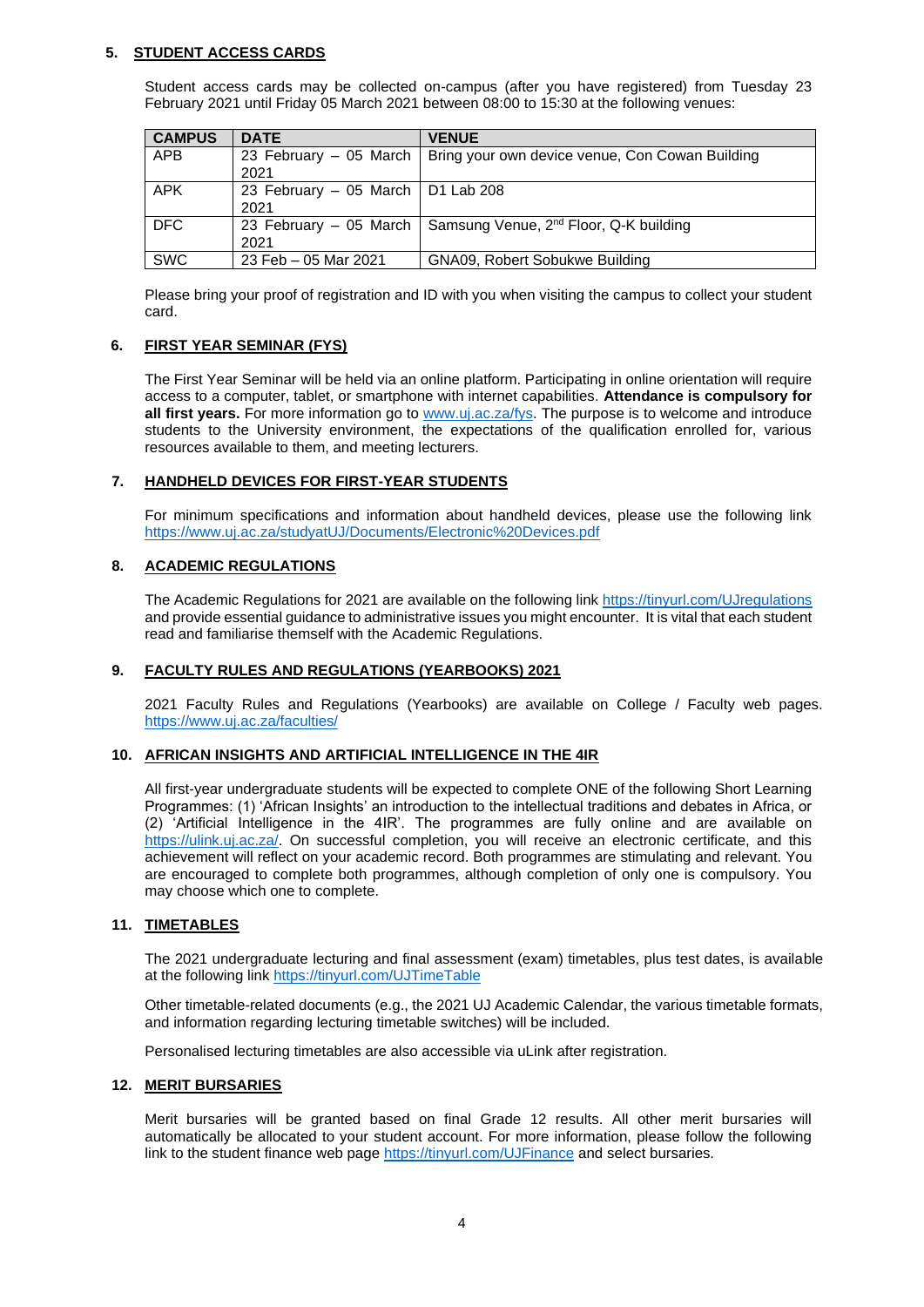## 5. STUDENT ACCESS CARDS

Student access cards may be collected on-campus (after you have registered) from Tuesday 23 February 2021 until Friday 05 March 2021 between 08:00 to 15:30 at the following venues:

| CAMPUS | DATE | VENUE |
|---|---|---|
| APB | 23 February – 05 March 2021 | Bring your own device venue, Con Cowan Building |
| APK | 23 February – 05 March 2021 | D1 Lab 208 |
| DFC | 23 February – 05 March 2021 | Samsung Venue, 2nd Floor, Q-K building |
| SWC | 23 Feb – 05 Mar 2021 | GNA09, Robert Sobukwe Building |

Please bring your proof of registration and ID with you when visiting the campus to collect your student card.

## 6. FIRST YEAR SEMINAR (FYS)

The First Year Seminar will be held via an online platform. Participating in online orientation will require access to a computer, tablet, or smartphone with internet capabilities. **Attendance is compulsory for all first years.** For more information go to www.uj.ac.za/fys. The purpose is to welcome and introduce students to the University environment, the expectations of the qualification enrolled for, various resources available to them, and meeting lecturers.

## 7. HANDHELD DEVICES FOR FIRST-YEAR STUDENTS

For minimum specifications and information about handheld devices, please use the following link https://www.uj.ac.za/studyatUJ/Documents/Electronic%20Devices.pdf

## 8. ACADEMIC REGULATIONS

The Academic Regulations for 2021 are available on the following link https://tinyurl.com/UJregulations and provide essential guidance to administrative issues you might encounter. It is vital that each student read and familiarise themself with the Academic Regulations.

## 9. FACULTY RULES AND REGULATIONS (YEARBOOKS) 2021

2021 Faculty Rules and Regulations (Yearbooks) are available on College / Faculty web pages. https://www.uj.ac.za/faculties/

## 10. AFRICAN INSIGHTS AND ARTIFICIAL INTELLIGENCE IN THE 4IR

All first-year undergraduate students will be expected to complete ONE of the following Short Learning Programmes: (1) 'African Insights' an introduction to the intellectual traditions and debates in Africa, or (2) 'Artificial Intelligence in the 4IR'. The programmes are fully online and are available on https://ulink.uj.ac.za/. On successful completion, you will receive an electronic certificate, and this achievement will reflect on your academic record. Both programmes are stimulating and relevant. You are encouraged to complete both programmes, although completion of only one is compulsory. You may choose which one to complete.

## 11. TIMETABLES

The 2021 undergraduate lecturing and final assessment (exam) timetables, plus test dates, is available at the following link https://tinyurl.com/UJTimeTable

Other timetable-related documents (e.g., the 2021 UJ Academic Calendar, the various timetable formats, and information regarding lecturing timetable switches) will be included.

Personalised lecturing timetables are also accessible via uLink after registration.

## 12. MERIT BURSARIES

Merit bursaries will be granted based on final Grade 12 results. All other merit bursaries will automatically be allocated to your student account. For more information, please follow the following link to the student finance web page https://tinyurl.com/UJFinance and select bursaries.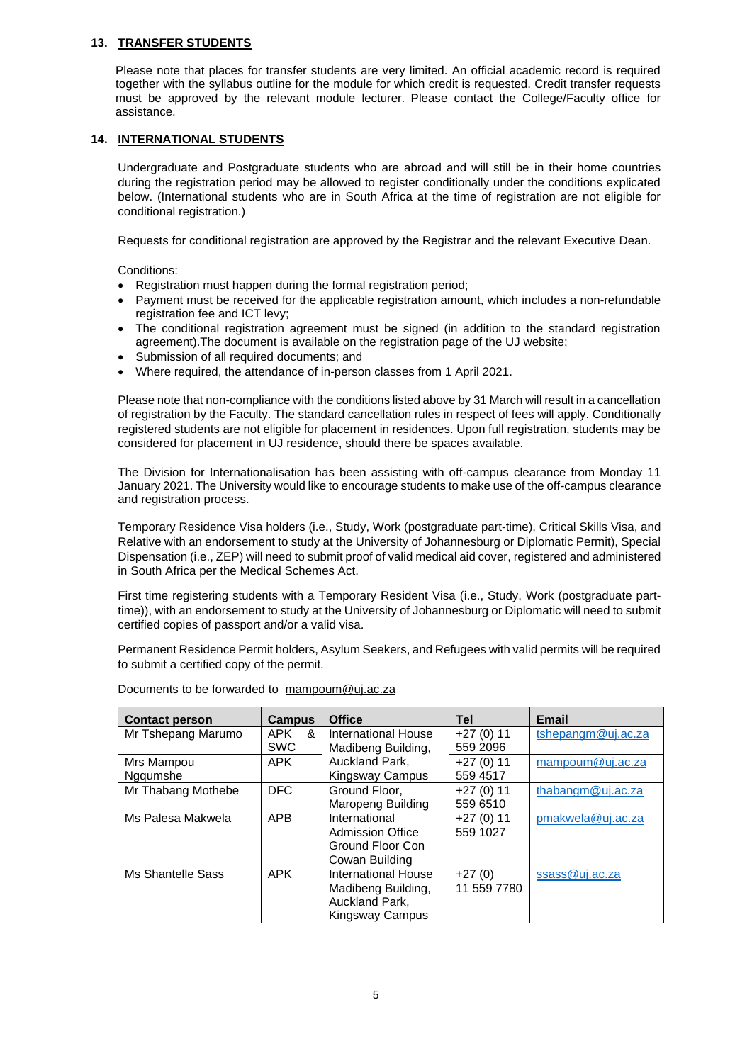## 13. TRANSFER STUDENTS

Please note that places for transfer students are very limited. An official academic record is required together with the syllabus outline for the module for which credit is requested. Credit transfer requests must be approved by the relevant module lecturer. Please contact the College/Faculty office for assistance.

## 14. INTERNATIONAL STUDENTS

Undergraduate and Postgraduate students who are abroad and will still be in their home countries during the registration period may be allowed to register conditionally under the conditions explicated below. (International students who are in South Africa at the time of registration are not eligible for conditional registration.)

Requests for conditional registration are approved by the Registrar and the relevant Executive Dean.

Conditions:

- Registration must happen during the formal registration period;
- Payment must be received for the applicable registration amount, which includes a non-refundable registration fee and ICT levy;
- The conditional registration agreement must be signed (in addition to the standard registration agreement).The document is available on the registration page of the UJ website;
- Submission of all required documents; and
- Where required, the attendance of in-person classes from 1 April 2021.

Please note that non-compliance with the conditions listed above by 31 March will result in a cancellation of registration by the Faculty. The standard cancellation rules in respect of fees will apply. Conditionally registered students are not eligible for placement in residences. Upon full registration, students may be considered for placement in UJ residence, should there be spaces available.

The Division for Internationalisation has been assisting with off-campus clearance from Monday 11 January 2021. The University would like to encourage students to make use of the off-campus clearance and registration process.

Temporary Residence Visa holders (i.e., Study, Work (postgraduate part-time), Critical Skills Visa, and Relative with an endorsement to study at the University of Johannesburg or Diplomatic Permit), Special Dispensation (i.e., ZEP) will need to submit proof of valid medical aid cover, registered and administered in South Africa per the Medical Schemes Act.

First time registering students with a Temporary Resident Visa (i.e., Study, Work (postgraduate part-time)), with an endorsement to study at the University of Johannesburg or Diplomatic will need to submit certified copies of passport and/or a valid visa.

Permanent Residence Permit holders, Asylum Seekers, and Refugees with valid permits will be required to submit a certified copy of the permit.

Documents to be forwarded to mampoum@uj.ac.za

| Contact person | Campus | Office | Tel | Email |
|---|---|---|---|---|
| Mr Tshepang Marumo | APK & SWC | International House Madibeng Building, Auckland Park, Kingsway Campus | +27 (0) 11 559 2096 | tshepangm@uj.ac.za |
| Mrs Mampou Ngqumshe | APK | | +27 (0) 11 559 4517 | mampoum@uj.ac.za |
| Mr Thabang Mothebe | DFC | Ground Floor, Maropeng Building | +27 (0) 11 559 6510 | thabangm@uj.ac.za |
| Ms Palesa Makwela | APB | International Admission Office Ground Floor Con Cowan Building | +27 (0) 11 559 1027 | pmakwela@uj.ac.za |
| Ms Shantelle Sass | APK | International House Madibeng Building, Auckland Park, Kingsway Campus | +27 (0) 11 559 7780 | ssass@uj.ac.za |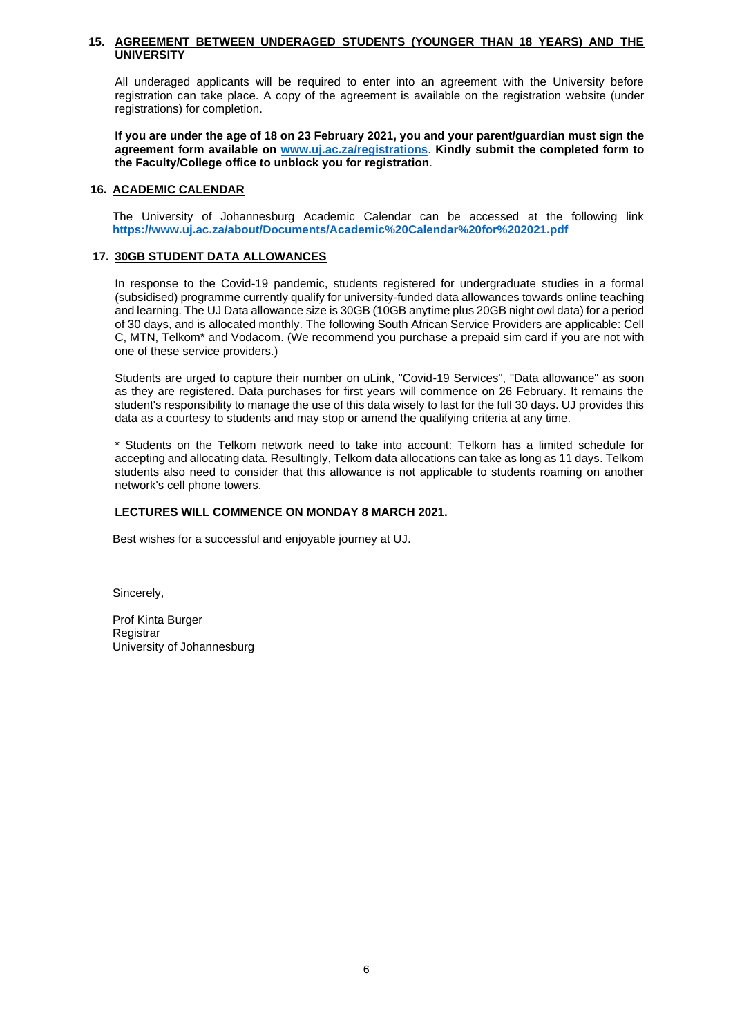## 15. AGREEMENT BETWEEN UNDERAGED STUDENTS (YOUNGER THAN 18 YEARS) AND THE UNIVERSITY

All underaged applicants will be required to enter into an agreement with the University before registration can take place. A copy of the agreement is available on the registration website (under registrations) for completion.

**If you are under the age of 18 on 23 February 2021, you and your parent/guardian must sign the agreement form available on [www.uj.ac.za/registrations](http://www.uj.ac.za/registrations). Kindly submit the completed form to the Faculty/College office to unblock you for registration**.

## 16. ACADEMIC CALENDAR

The University of Johannesburg Academic Calendar can be accessed at the following link **[https://www.uj.ac.za/about/Documents/Academic%20Calendar%20for%202021.pdf](https://www.uj.ac.za/about/Documents/Academic%20Calendar%20for%202021.pdf)**

## 17. 30GB STUDENT DATA ALLOWANCES

In response to the Covid-19 pandemic, students registered for undergraduate studies in a formal (subsidised) programme currently qualify for university-funded data allowances towards online teaching and learning. The UJ Data allowance size is 30GB (10GB anytime plus 20GB night owl data) for a period of 30 days, and is allocated monthly. The following South African Service Providers are applicable: Cell C, MTN, Telkom* and Vodacom. (We recommend you purchase a prepaid sim card if you are not with one of these service providers.)

Students are urged to capture their number on uLink, "Covid-19 Services", "Data allowance" as soon as they are registered. Data purchases for first years will commence on 26 February. It remains the student's responsibility to manage the use of this data wisely to last for the full 30 days. UJ provides this data as a courtesy to students and may stop or amend the qualifying criteria at any time.

* Students on the Telkom network need to take into account: Telkom has a limited schedule for accepting and allocating data. Resultingly, Telkom data allocations can take as long as 11 days. Telkom students also need to consider that this allowance is not applicable to students roaming on another network's cell phone towers.

**LECTURES WILL COMMENCE ON MONDAY 8 MARCH 2021.**

Best wishes for a successful and enjoyable journey at UJ.

Sincerely,

Prof Kinta Burger
Registrar
University of Johannesburg